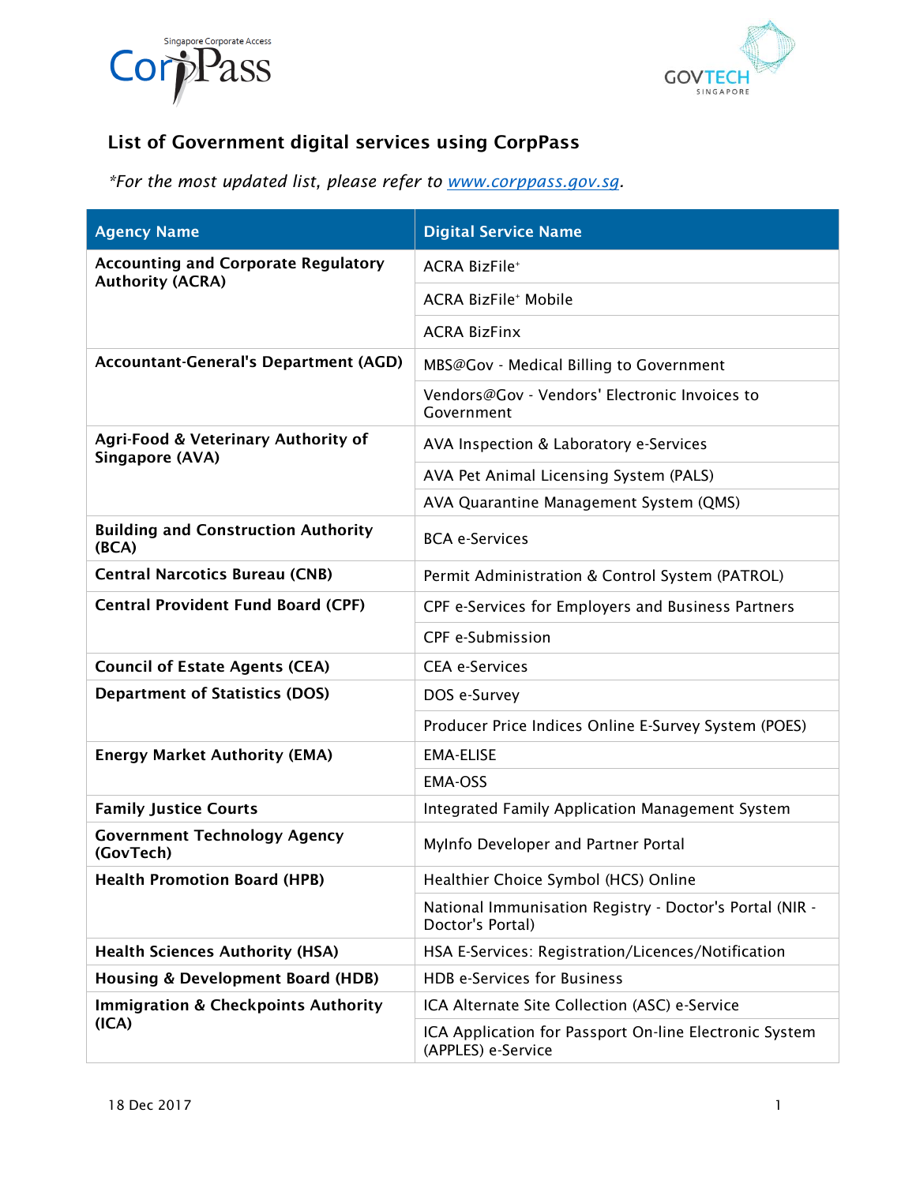## List of Government digital services using CorpPass

*\*For the most updated list, please refer to [www.corppass.gov.sg](http://www.corppass.gov.sg).*

| Agency Name | Digital Service Name |
|---|---|
| **Accounting and Corporate Regulatory Authority (ACRA)** | ACRA BizFile+ |
| | ACRA BizFile+ Mobile |
| | ACRA BizFinx |
| **Accountant-General's Department (AGD)** | MBS@Gov - Medical Billing to Government |
| | Vendors@Gov - Vendors' Electronic Invoices to Government |
| **Agri-Food & Veterinary Authority of Singapore (AVA)** | AVA Inspection & Laboratory e-Services |
| | AVA Pet Animal Licensing System (PALS) |
| | AVA Quarantine Management System (QMS) |
| **Building and Construction Authority (BCA)** | BCA e-Services |
| **Central Narcotics Bureau (CNB)** | Permit Administration & Control System (PATROL) |
| **Central Provident Fund Board (CPF)** | CPF e-Services for Employers and Business Partners |
| | CPF e-Submission |
| **Council of Estate Agents (CEA)** | CEA e-Services |
| **Department of Statistics (DOS)** | DOS e-Survey |
| | Producer Price Indices Online E-Survey System (POES) |
| **Energy Market Authority (EMA)** | EMA-ELISE |
| | EMA-OSS |
| **Family Justice Courts** | Integrated Family Application Management System |
| **Government Technology Agency (GovTech)** | MyInfo Developer and Partner Portal |
| **Health Promotion Board (HPB)** | Healthier Choice Symbol (HCS) Online |
| | National Immunisation Registry - Doctor's Portal (NIR - Doctor's Portal) |
| **Health Sciences Authority (HSA)** | HSA E-Services: Registration/Licences/Notification |
| **Housing & Development Board (HDB)** | HDB e-Services for Business |
| **Immigration & Checkpoints Authority (ICA)** | ICA Alternate Site Collection (ASC) e-Service |
| | ICA Application for Passport On-line Electronic System (APPLES) e-Service |

18 Dec 2017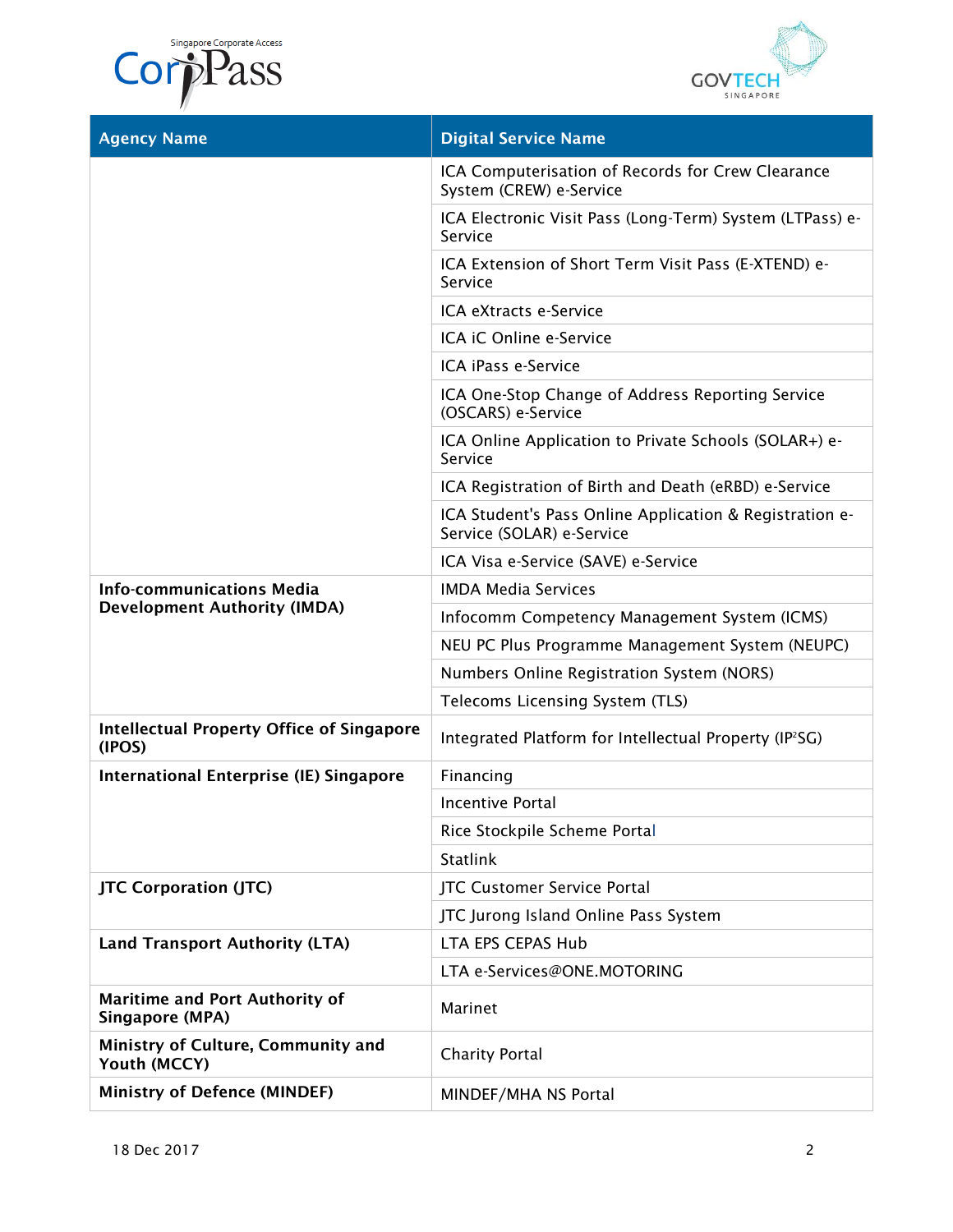| Agency Name | Digital Service Name |
| --- | --- |
| | ICA Computerisation of Records for Crew Clearance System (CREW) e-Service |
| | ICA Electronic Visit Pass (Long-Term) System (LTPass) e-Service |
| | ICA Extension of Short Term Visit Pass (E-XTEND) e-Service |
| | ICA eXtracts e-Service |
| | ICA iC Online e-Service |
| | ICA iPass e-Service |
| | ICA One-Stop Change of Address Reporting Service (OSCARS) e-Service |
| | ICA Online Application to Private Schools (SOLAR+) e-Service |
| | ICA Registration of Birth and Death (eRBD) e-Service |
| | ICA Student's Pass Online Application & Registration e-Service (SOLAR) e-Service |
| | ICA Visa e-Service (SAVE) e-Service |
| **Info-communications Media Development Authority (IMDA)** | IMDA Media Services |
| | Infocomm Competency Management System (ICMS) |
| | NEU PC Plus Programme Management System (NEUPC) |
| | Numbers Online Registration System (NORS) |
| | Telecoms Licensing System (TLS) |
| **Intellectual Property Office of Singapore (IPOS)** | Integrated Platform for Intellectual Property ($IP^2SG$) |
| **International Enterprise (IE) Singapore** | Financing |
| | Incentive Portal |
| | Rice Stockpile Scheme Portal |
| | Statlink |
| **JTC Corporation (JTC)** | JTC Customer Service Portal |
| | JTC Jurong Island Online Pass System |
| **Land Transport Authority (LTA)** | LTA EPS CEPAS Hub |
| | LTA e-Services@ONE.MOTORING |
| **Maritime and Port Authority of Singapore (MPA)** | Marinet |
| **Ministry of Culture, Community and Youth (MCCY)** | Charity Portal |
| **Ministry of Defence (MINDEF)** | MINDEF/MHA NS Portal |

18 Dec 2017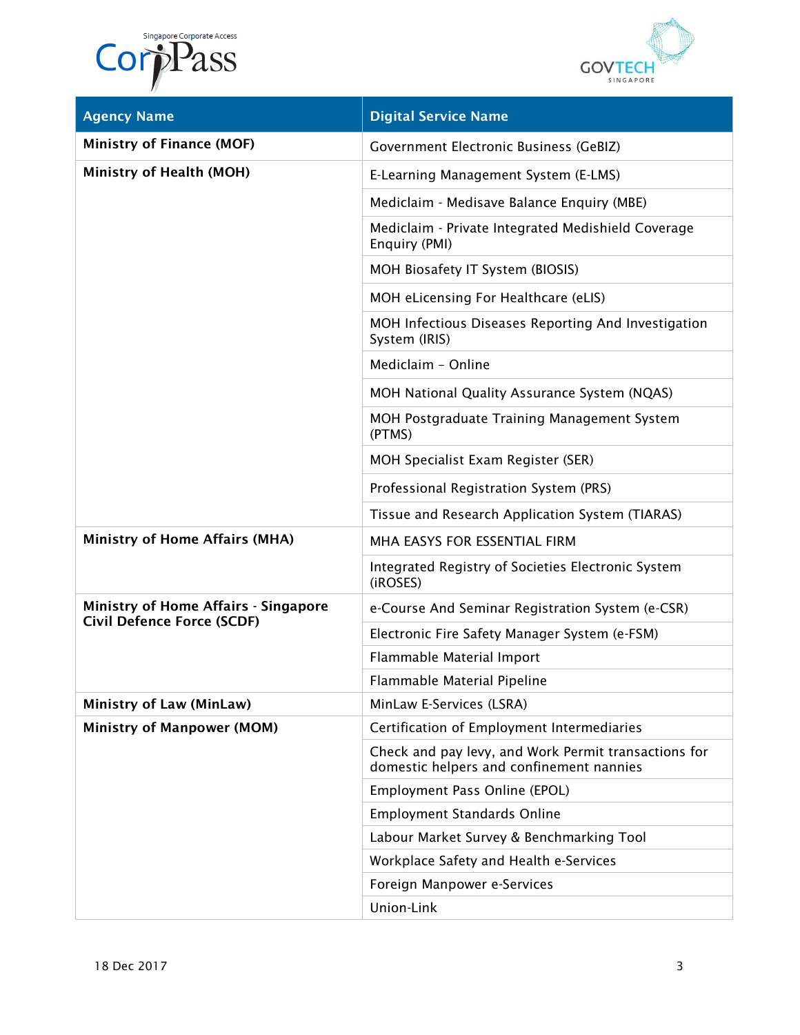| Agency Name | Digital Service Name |
| --- | --- |
| **Ministry of Finance (MOF)** | Government Electronic Business (GeBIZ) |
| **Ministry of Health (MOH)** | E-Learning Management System (E-LMS) |
| | Mediclaim - Medisave Balance Enquiry (MBE) |
| | Mediclaim - Private Integrated Medishield Coverage Enquiry (PMI) |
| | MOH Biosafety IT System (BIOSIS) |
| | MOH eLicensing For Healthcare (eLIS) |
| | MOH Infectious Diseases Reporting And Investigation System (IRIS) |
| | Mediclaim – Online |
| | MOH National Quality Assurance System (NQAS) |
| | MOH Postgraduate Training Management System (PTMS) |
| | MOH Specialist Exam Register (SER) |
| | Professional Registration System (PRS) |
| | Tissue and Research Application System (TIARAS) |
| **Ministry of Home Affairs (MHA)** | MHA EASYS FOR ESSENTIAL FIRM |
| | Integrated Registry of Societies Electronic System (iROSES) |
| **Ministry of Home Affairs - Singapore Civil Defence Force (SCDF)** | e-Course And Seminar Registration System (e-CSR) |
| | Electronic Fire Safety Manager System (e-FSM) |
| | Flammable Material Import |
| | Flammable Material Pipeline |
| **Ministry of Law (MinLaw)** | MinLaw E-Services (LSRA) |
| **Ministry of Manpower (MOM)** | Certification of Employment Intermediaries |
| | Check and pay levy, and Work Permit transactions for domestic helpers and confinement nannies |
| | Employment Pass Online (EPOL) |
| | Employment Standards Online |
| | Labour Market Survey & Benchmarking Tool |
| | Workplace Safety and Health e-Services |
| | Foreign Manpower e-Services |
| | Union-Link |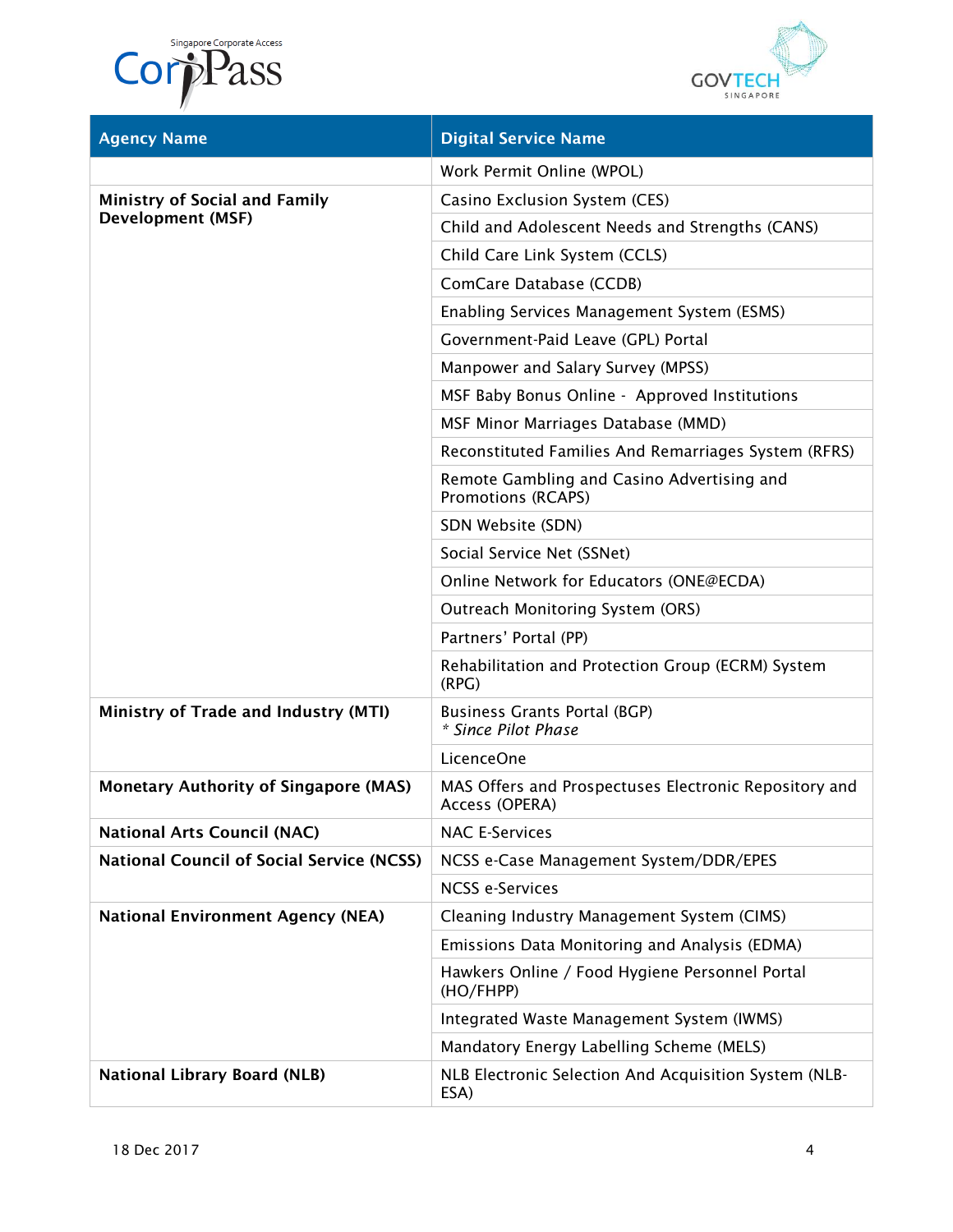| Agency Name | Digital Service Name |
| --- | --- |
| | Work Permit Online (WPOL) |
| **Ministry of Social and Family Development (MSF)** | Casino Exclusion System (CES) |
| | Child and Adolescent Needs and Strengths (CANS) |
| | Child Care Link System (CCLS) |
| | ComCare Database (CCDB) |
| | Enabling Services Management System (ESMS) |
| | Government-Paid Leave (GPL) Portal |
| | Manpower and Salary Survey (MPSS) |
| | MSF Baby Bonus Online - Approved Institutions |
| | MSF Minor Marriages Database (MMD) |
| | Reconstituted Families And Remarriages System (RFRS) |
| | Remote Gambling and Casino Advertising and Promotions (RCAPS) |
| | SDN Website (SDN) |
| | Social Service Net (SSNet) |
| | Online Network for Educators (ONE@ECDA) |
| | Outreach Monitoring System (ORS) |
| | Partners' Portal (PP) |
| | Rehabilitation and Protection Group (ECRM) System (RPG) |
| **Ministry of Trade and Industry (MTI)** | Business Grants Portal (BGP) *\* Since Pilot Phase* |
| | LicenceOne |
| **Monetary Authority of Singapore (MAS)** | MAS Offers and Prospectuses Electronic Repository and Access (OPERA) |
| **National Arts Council (NAC)** | NAC E-Services |
| **National Council of Social Service (NCSS)** | NCSS e-Case Management System/DDR/EPES |
| | NCSS e-Services |
| **National Environment Agency (NEA)** | Cleaning Industry Management System (CIMS) |
| | Emissions Data Monitoring and Analysis (EDMA) |
| | Hawkers Online / Food Hygiene Personnel Portal (HO/FHPP) |
| | Integrated Waste Management System (IWMS) |
| | Mandatory Energy Labelling Scheme (MELS) |
| **National Library Board (NLB)** | NLB Electronic Selection And Acquisition System (NLB-ESA) |

18 Dec 2017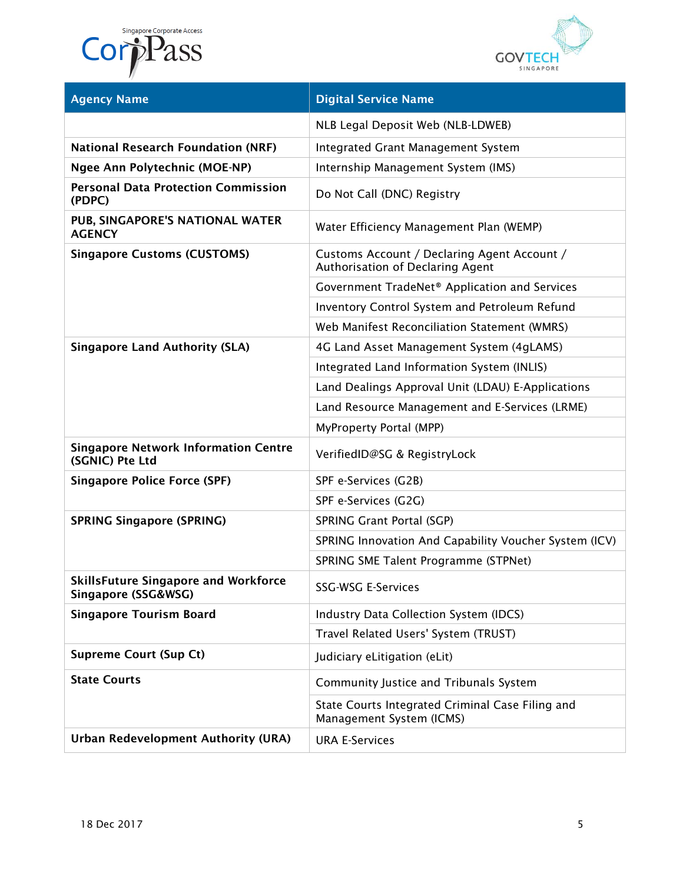| Agency Name | Digital Service Name |
|---|---|
| | NLB Legal Deposit Web (NLB-LDWEB) |
| **National Research Foundation (NRF)** | Integrated Grant Management System |
| **Ngee Ann Polytechnic (MOE-NP)** | Internship Management System (IMS) |
| **Personal Data Protection Commission (PDPC)** | Do Not Call (DNC) Registry |
| **PUB, SINGAPORE'S NATIONAL WATER AGENCY** | Water Efficiency Management Plan (WEMP) |
| **Singapore Customs (CUSTOMS)** | Customs Account / Declaring Agent Account / Authorisation of Declaring Agent |
| | Government TradeNet® Application and Services |
| | Inventory Control System and Petroleum Refund |
| | Web Manifest Reconciliation Statement (WMRS) |
| **Singapore Land Authority (SLA)** | 4G Land Asset Management System (4gLAMS) |
| | Integrated Land Information System (INLIS) |
| | Land Dealings Approval Unit (LDAU) E-Applications |
| | Land Resource Management and E-Services (LRME) |
| | MyProperty Portal (MPP) |
| **Singapore Network Information Centre (SGNIC) Pte Ltd** | VerifiedID@SG & RegistryLock |
| **Singapore Police Force (SPF)** | SPF e-Services (G2B) |
| | SPF e-Services (G2G) |
| **SPRING Singapore (SPRING)** | SPRING Grant Portal (SGP) |
| | SPRING Innovation And Capability Voucher System (ICV) |
| | SPRING SME Talent Programme (STPNet) |
| **SkillsFuture Singapore and Workforce Singapore (SSG&WSG)** | SSG-WSG E-Services |
| **Singapore Tourism Board** | Industry Data Collection System (IDCS) |
| | Travel Related Users' System (TRUST) |
| **Supreme Court (Sup Ct)** | Judiciary eLitigation (eLit) |
| **State Courts** | Community Justice and Tribunals System |
| | State Courts Integrated Criminal Case Filing and Management System (ICMS) |
| **Urban Redevelopment Authority (URA)** | URA E-Services |

18 Dec 2017